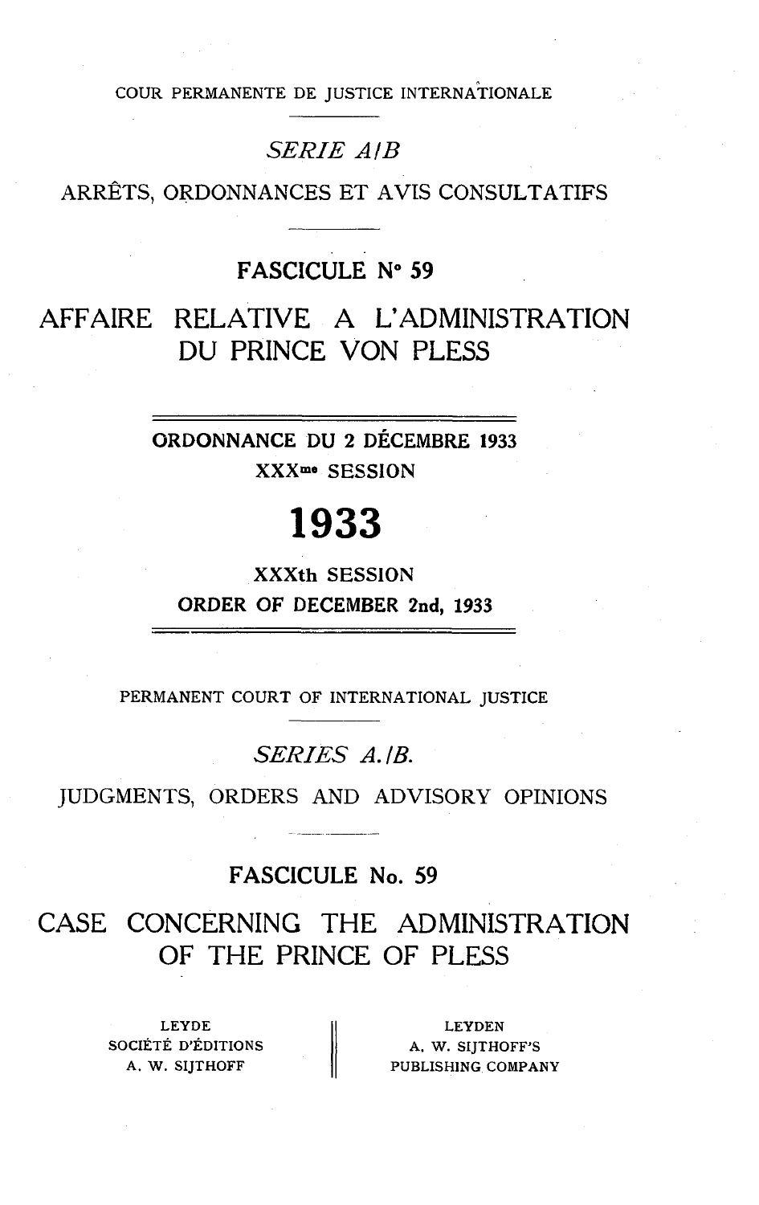COUR PERMANENTE DE JUSTICE INTERNATIONALE

*SERIE A/B*

ARRÊTS, ORDONNANCES ET AVIS CONSULTATIFS

**FASCICULE N° 59**

# AFFAIRE RELATIVE A L'ADMINISTRATION DU PRINCE VON PLESS

**ORDONNANCE DU 2 DÉCEMBRE 1933**

**XXXme SESSION**

**1933**

**XXXth SESSION**

**ORDER OF DECEMBER 2nd, 1933**

PERMANENT COURT OF INTERNATIONAL JUSTICE

*SERIES A./B.*

JUDGMENTS, ORDERS AND ADVISORY OPINIONS

**FASCICULE No. 59**

# CASE CONCERNING THE ADMINISTRATION OF THE PRINCE OF PLESS

| LEYDE<br>SOCIÉTÉ D'ÉDITIONS<br>A. W. SIJTHOFF | LEYDEN<br>A. W. SIJTHOFF'S<br>PUBLISHING COMPANY |
| --- | --- |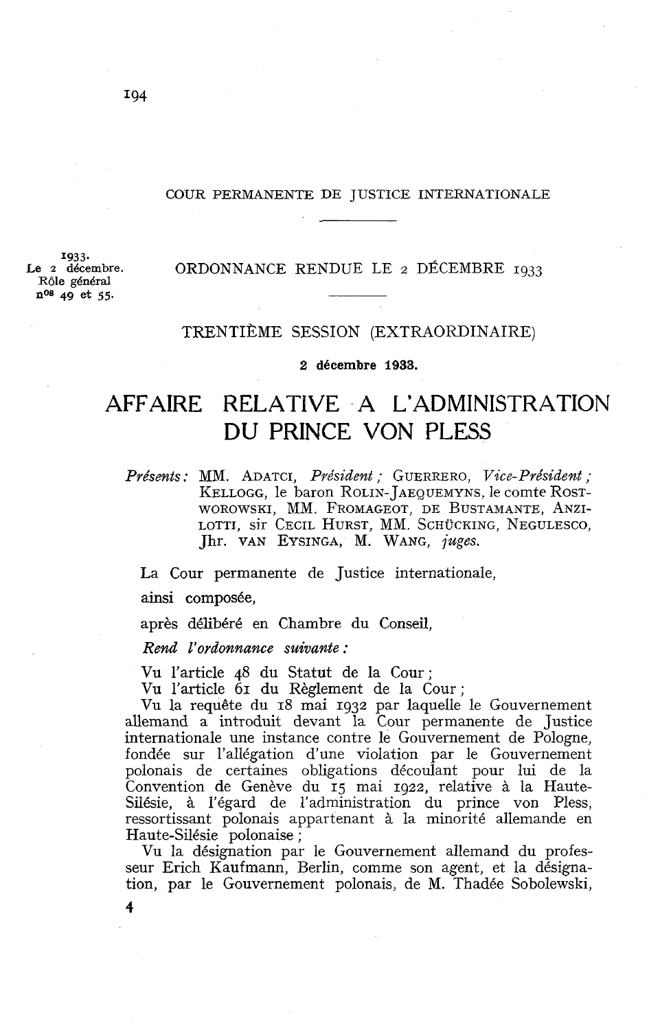COUR PERMANENTE DE JUSTICE INTERNATIONALE

1933. Le 2 décembre. Rôle général n[os] 49 et 55.

ORDONNANCE RENDUE LE 2 DÉCEMBRE 1933

TRENTIÈME SESSION (EXTRAORDINAIRE)

**2 décembre 1933.**

# AFFAIRE RELATIVE A L'ADMINISTRATION DU PRINCE VON PLESS

*Présents:* MM. ADATCI, *Président;* GUERRERO, *Vice-Président;* KELLOGG, le baron ROLIN-JAEQUEMYNS, le comte ROSTWOROWSKI, MM. FROMAGEOT, DE BUSTAMANTE, ANZILOTTI, sir CECIL HURST, MM. SCHÜCKING, NEGULESCO, Jhr. VAN EYSINGA, M. WANG, *juges.*

La Cour permanente de Justice internationale,

ainsi composée,

après délibéré en Chambre du Conseil,

*Rend l'ordonnance suivante :*

Vu l'article 48 du Statut de la Cour ;

Vu l'article 61 du Règlement de la Cour ;

Vu la requête du 18 mai 1932 par laquelle le Gouvernement allemand a introduit devant la Cour permanente de Justice internationale une instance contre le Gouvernement de Pologne, fondée sur l'allégation d'une violation par le Gouvernement polonais de certaines obligations découlant pour lui de la Convention de Genève du 15 mai 1922, relative à la Haute-Silésie, à l'égard de l'administration du prince von Pless, ressortissant polonais appartenant à la minorité allemande en Haute-Silésie polonaise ;

Vu la désignation par le Gouvernement allemand du professeur Erich Kaufmann, Berlin, comme son agent, et la désignation, par le Gouvernement polonais, de M. Thadée Sobolewski,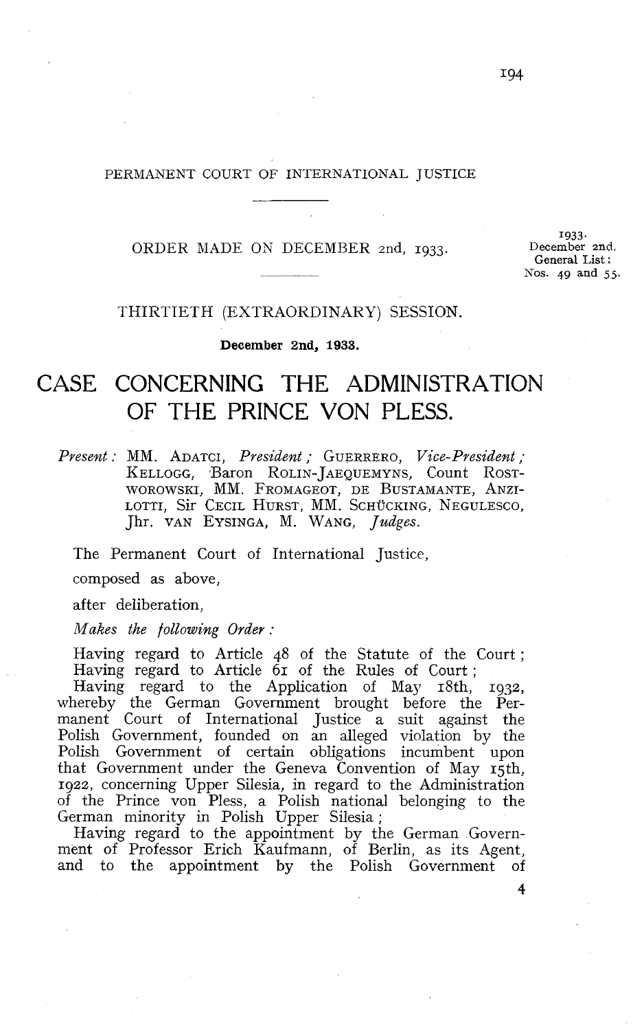PERMANENT COURT OF INTERNATIONAL JUSTICE

ORDER MADE ON DECEMBER 2nd, 1933.

1933.
December 2nd.
General List:
Nos. 49 and 55.

THIRTIETH (EXTRAORDINARY) SESSION.

**December 2nd, 1933.**

# CASE CONCERNING THE ADMINISTRATION OF THE PRINCE VON PLESS.

*Present:* MM. ADATCI, *President;* GUERRERO, *Vice-President;* KELLOGG, Baron ROLIN-JAEQUEMYNS, Count ROSTWOROWSKI, MM. FROMAGEOT, DE BUSTAMANTE, ANZILOTTI, Sir CECIL HURST, MM. SCHÜCKING, NEGULESCO, Jhr. VAN EYSINGA, M. WANG, *Judges.*

The Permanent Court of International Justice,

composed as above,

after deliberation,

*Makes the following Order:*

Having regard to Article 48 of the Statute of the Court;

Having regard to Article 61 of the Rules of Court;

Having regard to the Application of May 18th, 1932, whereby the German Government brought before the Permanent Court of International Justice a suit against the Polish Government, founded on an alleged violation by the Polish Government of certain obligations incumbent upon that Government under the Geneva Convention of May 15th, 1922, concerning Upper Silesia, in regard to the Administration of the Prince von Pless, a Polish national belonging to the German minority in Polish Upper Silesia;

Having regard to the appointment by the German Government of Professor Erich Kaufmann, of Berlin, as its Agent, and to the appointment by the Polish Government of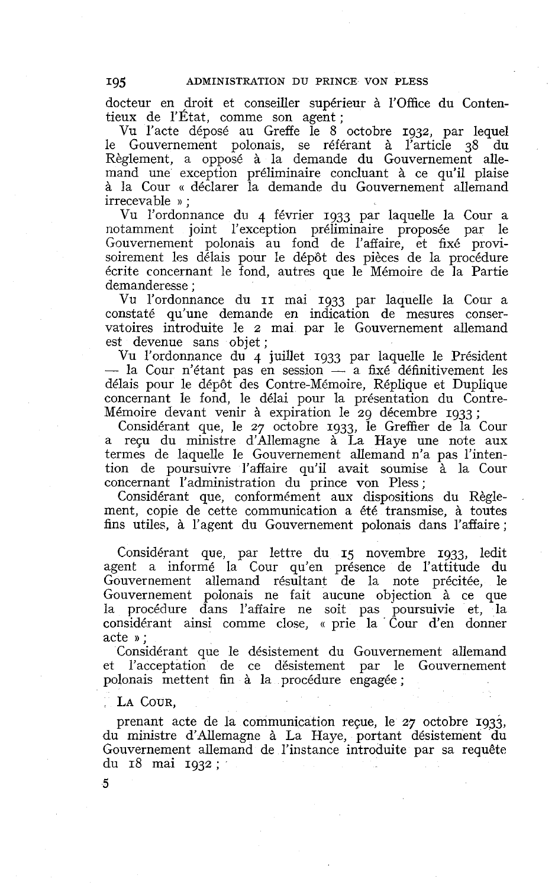docteur en droit et conseiller supérieur à l'Office du Contentieux de l'État, comme son agent ;

Vu l'acte déposé au Greffe le 8 octobre 1932, par lequel le Gouvernement polonais, se référant à l'article 38 du Règlement, a opposé à la demande du Gouvernement allemand une exception préliminaire concluant à ce qu'il plaise à la Cour « déclarer la demande du Gouvernement allemand irrecevable » ;

Vu l'ordonnance du 4 février 1933 par laquelle la Cour a notamment joint l'exception préliminaire proposée par le Gouvernement polonais au fond de l'affaire, et fixé provisoirement les délais pour le dépôt des pièces de la procédure écrite concernant le fond, autres que le Mémoire de la Partie demanderesse ;

Vu l'ordonnance du 11 mai 1933 par laquelle la Cour a constaté qu'une demande en indication de mesures conservatoires introduite le 2 mai par le Gouvernement allemand est devenue sans objet ;

Vu l'ordonnance du 4 juillet 1933 par laquelle le Président — la Cour n'étant pas en session — a fixé définitivement les délais pour le dépôt des Contre-Mémoire, Réplique et Duplique concernant le fond, le délai pour la présentation du Contre-Mémoire devant venir à expiration le 29 décembre 1933 ;

Considérant que, le 27 octobre 1933, le Greffier de la Cour a reçu du ministre d'Allemagne à La Haye une note aux termes de laquelle le Gouvernement allemand n'a pas l'intention de poursuivre l'affaire qu'il avait soumise à la Cour concernant l'administration du prince von Pless ;

Considérant que, conformément aux dispositions du Règlement, copie de cette communication a été transmise, à toutes fins utiles, à l'agent du Gouvernement polonais dans l'affaire ;

Considérant que, par lettre du 15 novembre 1933, ledit agent a informé la Cour qu'en présence de l'attitude du Gouvernement allemand résultant de la note précitée, le Gouvernement polonais ne fait aucune objection à ce que la procédure dans l'affaire ne soit pas poursuivie et, la considérant ainsi comme close, « prie la Cour d'en donner acte » ;

Considérant que le désistement du Gouvernement allemand et l'acceptation de ce désistement par le Gouvernement polonais mettent fin à la procédure engagée ;

LA COUR,

prenant acte de la communication reçue, le 27 octobre 1933, du ministre d'Allemagne à La Haye, portant désistement du Gouvernement allemand de l'instance introduite par sa requête du 18 mai 1932 ;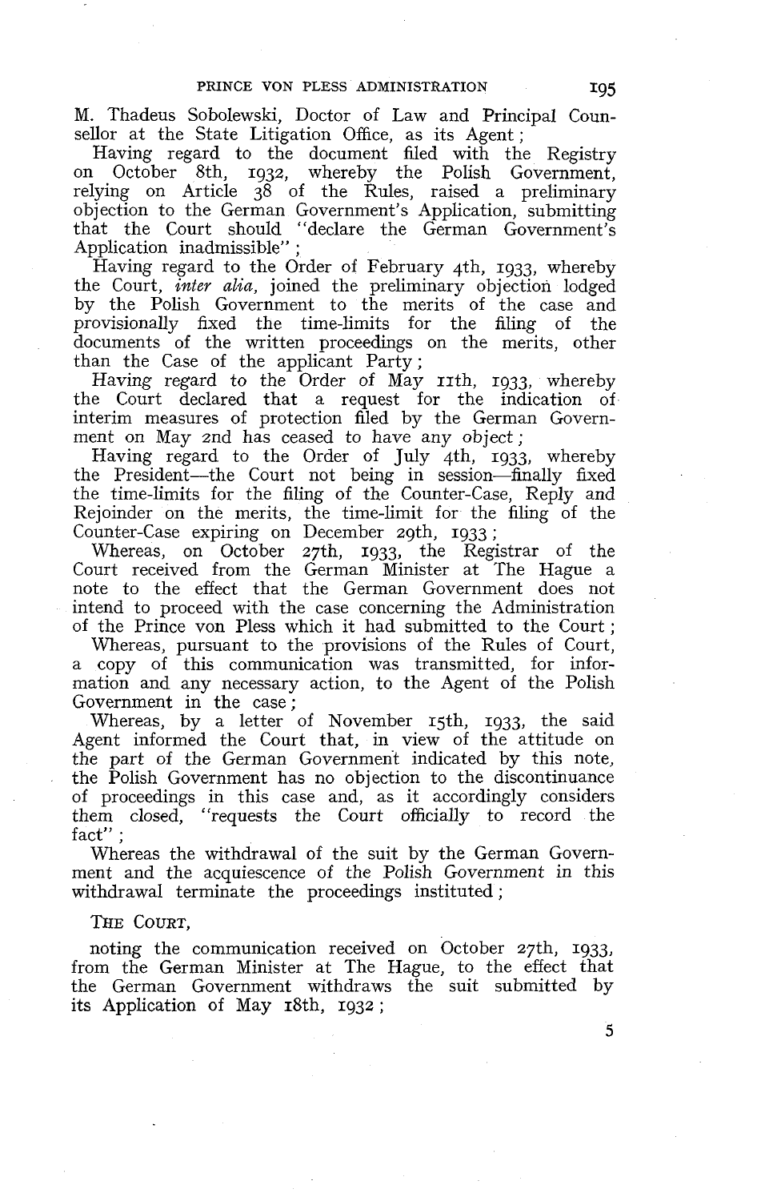M. Thadeus Sobolewski, Doctor of Law and Principal Counsellor at the State Litigation Office, as its Agent;

Having regard to the document filed with the Registry on October 8th, 1932, whereby the Polish Government, relying on Article 38 of the Rules, raised a preliminary objection to the German Government's Application, submitting that the Court should "declare the German Government's Application inadmissible";

Having regard to the Order of February 4th, 1933, whereby the Court, *inter alia*, joined the preliminary objection lodged by the Polish Government to the merits of the case and provisionally fixed the time-limits for the filing of the documents of the written proceedings on the merits, other than the Case of the applicant Party;

Having regard to the Order of May 11th, 1933, whereby the Court declared that a request for the indication of interim measures of protection filed by the German Government on May 2nd has ceased to have any object;

Having regard to the Order of July 4th, 1933, whereby the President—the Court not being in session—finally fixed the time-limits for the filing of the Counter-Case, Reply and Rejoinder on the merits, the time-limit for the filing of the Counter-Case expiring on December 29th, 1933;

Whereas, on October 27th, 1933, the Registrar of the Court received from the German Minister at The Hague a note to the effect that the German Government does not intend to proceed with the case concerning the Administration of the Prince von Pless which it had submitted to the Court;

Whereas, pursuant to the provisions of the Rules of Court, a copy of this communication was transmitted, for information and any necessary action, to the Agent of the Polish Government in the case;

Whereas, by a letter of November 15th, 1933, the said Agent informed the Court that, in view of the attitude on the part of the German Government indicated by this note, the Polish Government has no objection to the discontinuance of proceedings in this case and, as it accordingly considers them closed, "requests the Court officially to record the fact";

Whereas the withdrawal of the suit by the German Government and the acquiescence of the Polish Government in this withdrawal terminate the proceedings instituted;

THE COURT,

noting the communication received on October 27th, 1933, from the German Minister at The Hague, to the effect that the German Government withdraws the suit submitted by its Application of May 18th, 1932;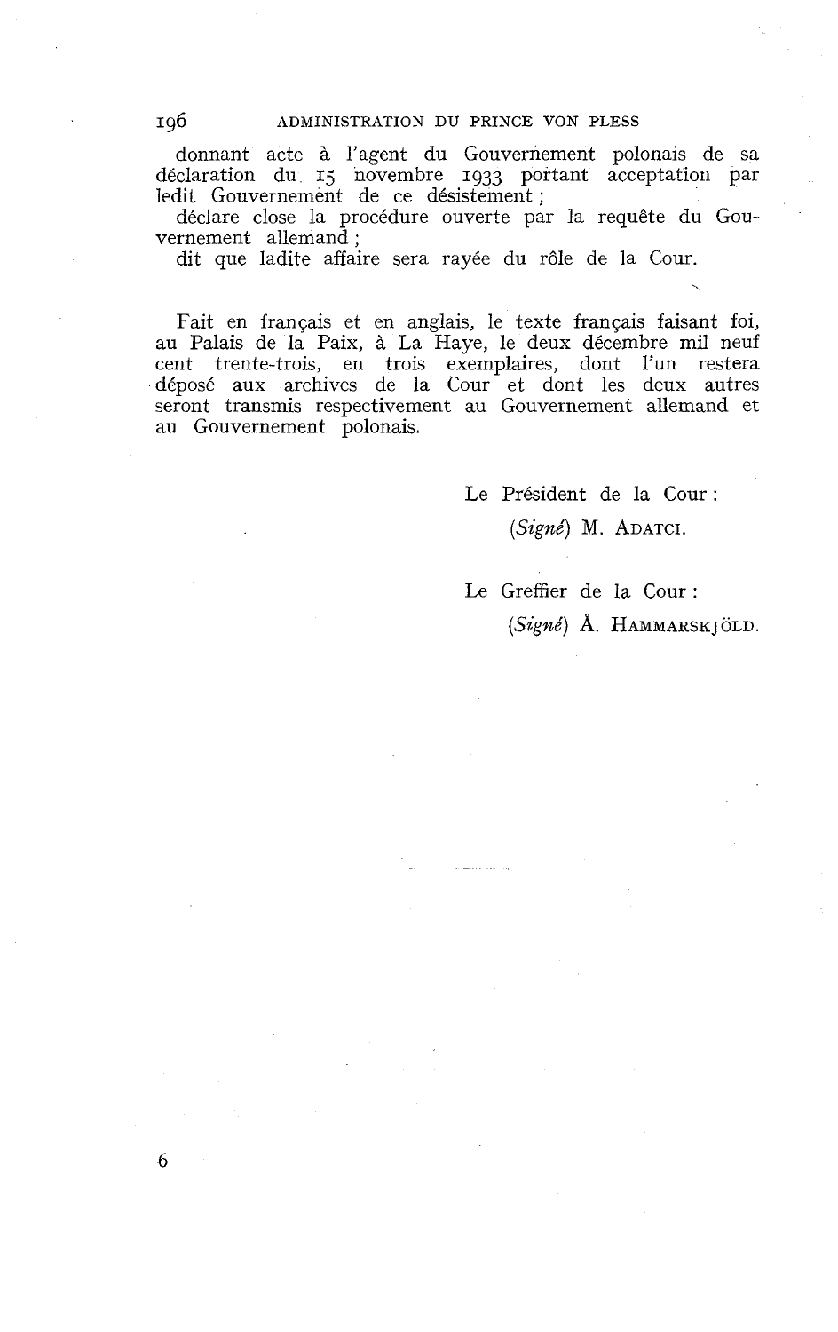donnant acte à l'agent du Gouvernement polonais de sa déclaration du 15 novembre 1933 portant acceptation par ledit Gouvernement de ce désistement ;

déclare close la procédure ouverte par la requête du Gouvernement allemand ;

dit que ladite affaire sera rayée du rôle de la Cour.

Fait en français et en anglais, le texte français faisant foi, au Palais de la Paix, à La Haye, le deux décembre mil neuf cent trente-trois, en trois exemplaires, dont l'un restera déposé aux archives de la Cour et dont les deux autres seront transmis respectivement au Gouvernement allemand et au Gouvernement polonais.

Le Président de la Cour :

*(Signé)* M. ADATCI.

Le Greffier de la Cour :

*(Signé)* Å. HAMMARSKJÖLD.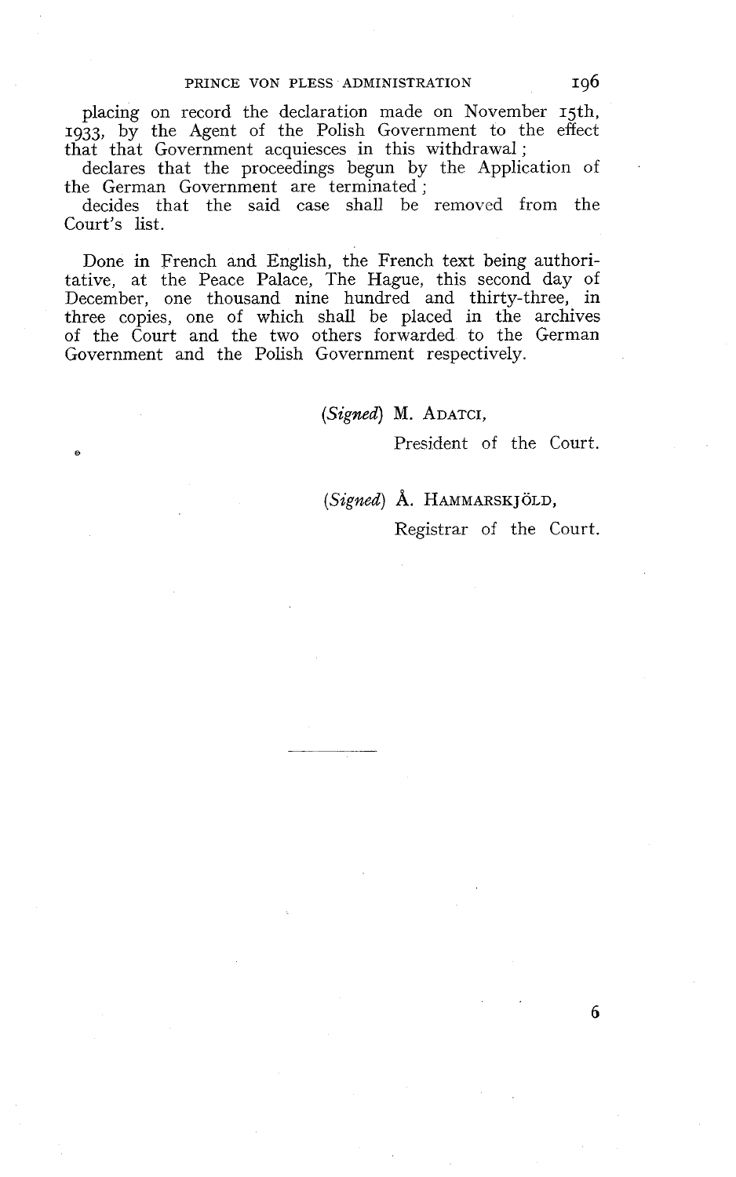placing on record the declaration made on November 15th, 1933, by the Agent of the Polish Government to the effect that that Government acquiesces in this withdrawal;

declares that the proceedings begun by the Application of the German Government are terminated;

decides that the said case shall be removed from the Court's list.

Done in French and English, the French text being authoritative, at the Peace Palace, The Hague, this second day of December, one thousand nine hundred and thirty-three, in three copies, one of which shall be placed in the archives of the Court and the two others forwarded to the German Government and the Polish Government respectively.

(*Signed*) M. ADATCI,
President of the Court.

(*Signed*) Å. HAMMARSKJÖLD,
Registrar of the Court.